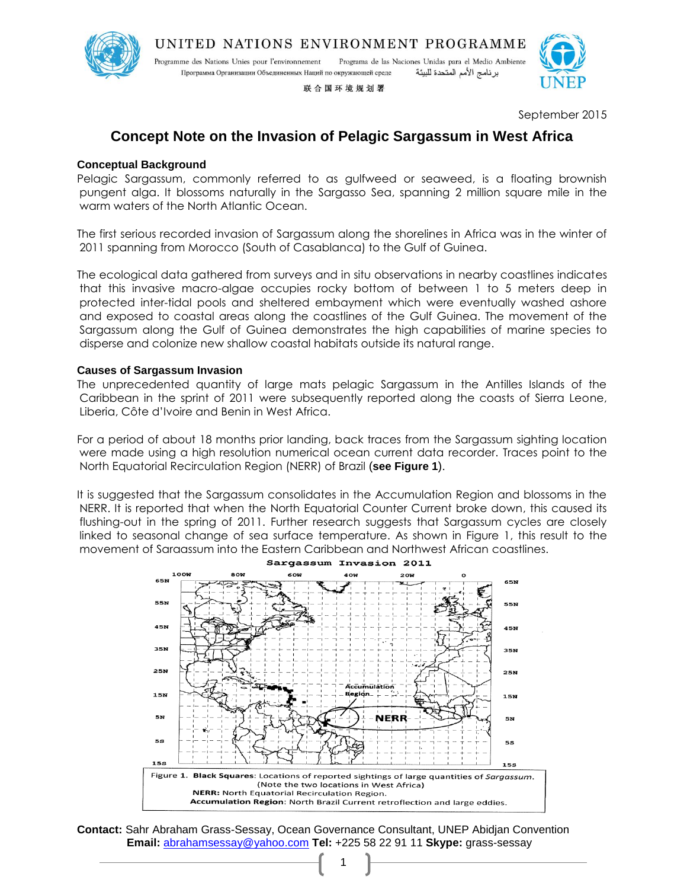UNITED NATIONS ENVIRONMENT PROGRAMME

Programme des Nations Unies pour l'environnement     Programa de las Naciones Unidas para el Medio Ambiente

Программа Организации Объединенных Наций по окружающей среде     برنامج الأمم المتحدة للبيئة

联合国环境规划署

UNEP

September 2015

# Concept Note on the Invasion of Pelagic Sargassum in West Africa

## Conceptual Background

Pelagic Sargassum, commonly referred to as gulfweed or seaweed, is a floating brownish pungent alga. It blossoms naturally in the Sargasso Sea, spanning 2 million square mile in the warm waters of the North Atlantic Ocean.

The first serious recorded invasion of Sargassum along the shorelines in Africa was in the winter of 2011 spanning from Morocco (South of Casablanca) to the Gulf of Guinea.

The ecological data gathered from surveys and in situ observations in nearby coastlines indicates that this invasive macro-algae occupies rocky bottom of between 1 to 5 meters deep in protected inter-tidal pools and sheltered embayment which were eventually washed ashore and exposed to coastal areas along the coastlines of the Gulf Guinea. The movement of the Sargassum along the Gulf of Guinea demonstrates the high capabilities of marine species to disperse and colonize new shallow coastal habitats outside its natural range.

## Causes of Sargassum Invasion

The unprecedented quantity of large mats pelagic Sargassum in the Antilles Islands of the Caribbean in the sprint of 2011 were subsequently reported along the coasts of Sierra Leone, Liberia, Côte d'Ivoire and Benin in West Africa.

For a period of about 18 months prior landing, back traces from the Sargassum sighting location were made using a high resolution numerical ocean current data recorder. Traces point to the North Equatorial Recirculation Region (NERR) of Brazil **(see Figure 1)**.

It is suggested that the Sargassum consolidates in the Accumulation Region and blossoms in the NERR. It is reported that when the North Equatorial Counter Current broke down, this caused its flushing-out in the spring of 2011. Further research suggests that Sargassum cycles are closely linked to seasonal change of sea surface temperature. As shown in Figure 1, this result to the movement of Saraassum into the Eastern Caribbean and Northwest African coastlines.

**Sargassum Invasion 2011**

Figure 1. **Black Squares**: Locations of reported sightings of large quantities of *Sargassum*. (Note the two locations in West Africa)
**NERR:** North Equatorial Recirculation Region.
**Accumulation Region**: North Brazil Current retroflection and large eddies.

**Contact:** Sahr Abraham Grass-Sessay, Ocean Governance Consultant, UNEP Abidjan Convention
**Email:** abrahamsessay@yahoo.com **Tel:** +225 58 22 91 11 **Skype:** grass-sessay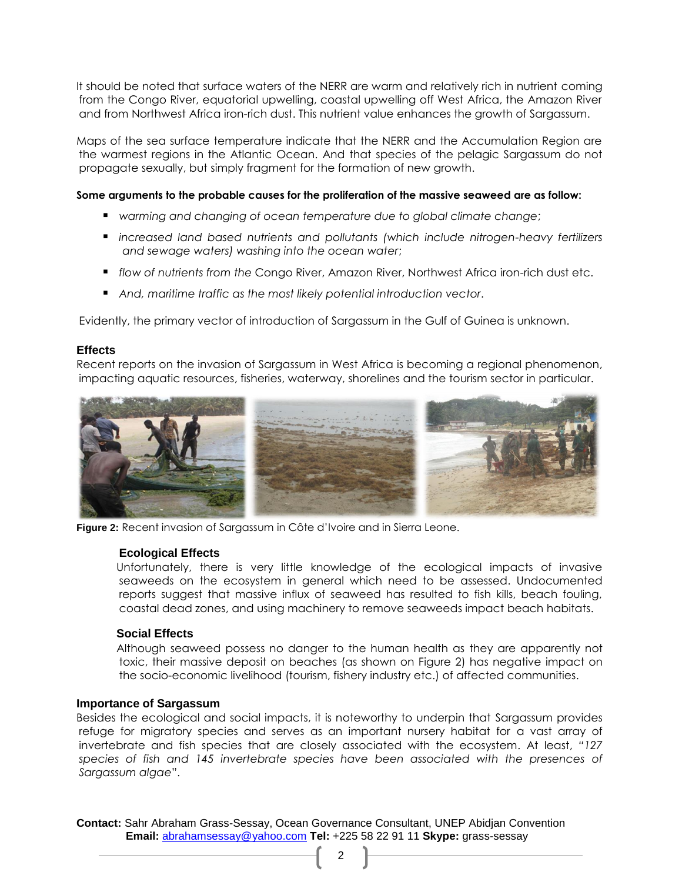It should be noted that surface waters of the NERR are warm and relatively rich in nutrient coming from the Congo River, equatorial upwelling, coastal upwelling off West Africa, the Amazon River and from Northwest Africa iron-rich dust. This nutrient value enhances the growth of Sargassum.

Maps of the sea surface temperature indicate that the NERR and the Accumulation Region are the warmest regions in the Atlantic Ocean. And that species of the pelagic Sargassum do not propagate sexually, but simply fragment for the formation of new growth.

**Some arguments to the probable causes for the proliferation of the massive seaweed are as follow:**

- *warming and changing of ocean temperature due to global climate change*;
- *increased land based nutrients and pollutants (which include nitrogen-heavy fertilizers and sewage waters) washing into the ocean water*;
- *flow of nutrients from the* Congo River, Amazon River, Northwest Africa iron-rich dust etc.
- *And, maritime traffic as the most likely potential introduction vector*.

Evidently, the primary vector of introduction of Sargassum in the Gulf of Guinea is unknown.

## Effects

Recent reports on the invasion of Sargassum in West Africa is becoming a regional phenomenon, impacting aquatic resources, fisheries, waterway, shorelines and the tourism sector in particular.

**Figure 2:** Recent invasion of Sargassum in Côte d'Ivoire and in Sierra Leone.

### Ecological Effects

Unfortunately, there is very little knowledge of the ecological impacts of invasive seaweeds on the ecosystem in general which need to be assessed. Undocumented reports suggest that massive influx of seaweed has resulted to fish kills, beach fouling, coastal dead zones, and using machinery to remove seaweeds impact beach habitats.

### Social Effects

Although seaweed possess no danger to the human health as they are apparently not toxic, their massive deposit on beaches (as shown on Figure 2) has negative impact on the socio-economic livelihood (tourism, fishery industry etc.) of affected communities.

## Importance of Sargassum

Besides the ecological and social impacts, it is noteworthy to underpin that Sargassum provides refuge for migratory species and serves as an important nursery habitat for a vast array of invertebrate and fish species that are closely associated with the ecosystem. At least, *"127 species of fish and 145 invertebrate species have been associated with the presences of Sargassum algae*".

**Contact:** Sahr Abraham Grass-Sessay, Ocean Governance Consultant, UNEP Abidjan Convention
**Email:** abrahamsessay@yahoo.com **Tel:** +225 58 22 91 11 **Skype:** grass-sessay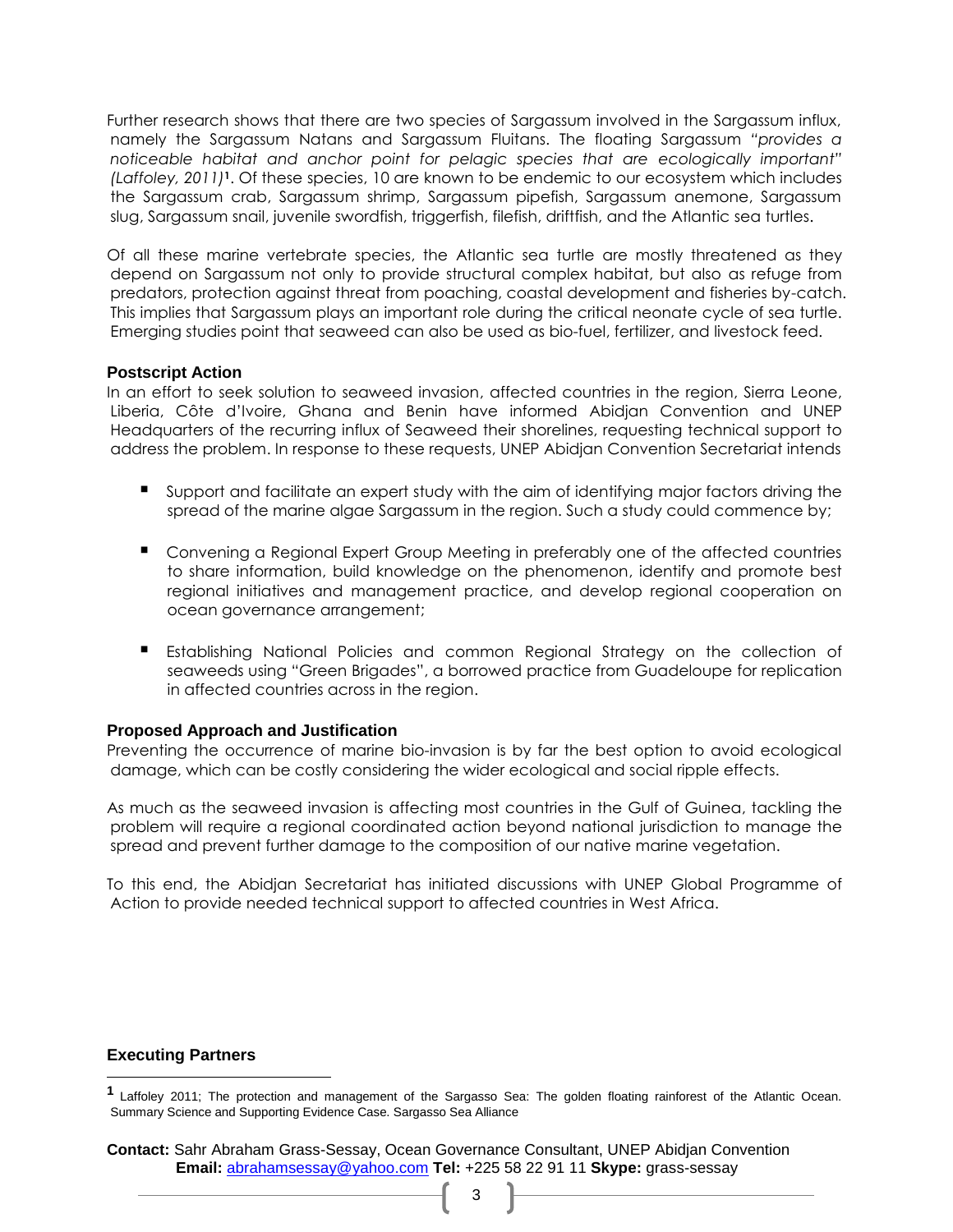Further research shows that there are two species of Sargassum involved in the Sargassum influx, namely the Sargassum Natans and Sargassum Fluitans. The floating Sargassum *"provides a noticeable habitat and anchor point for pelagic species that are ecologically important" (Laffoley, 2011)*[1]. Of these species, 10 are known to be endemic to our ecosystem which includes the Sargassum crab, Sargassum shrimp, Sargassum pipefish, Sargassum anemone, Sargassum slug, Sargassum snail, juvenile swordfish, triggerfish, filefish, driftfish, and the Atlantic sea turtles.

Of all these marine vertebrate species, the Atlantic sea turtle are mostly threatened as they depend on Sargassum not only to provide structural complex habitat, but also as refuge from predators, protection against threat from poaching, coastal development and fisheries by-catch. This implies that Sargassum plays an important role during the critical neonate cycle of sea turtle. Emerging studies point that seaweed can also be used as bio-fuel, fertilizer, and livestock feed.

### Postscript Action

In an effort to seek solution to seaweed invasion, affected countries in the region, Sierra Leone, Liberia, Côte d'Ivoire, Ghana and Benin have informed Abidjan Convention and UNEP Headquarters of the recurring influx of Seaweed their shorelines, requesting technical support to address the problem. In response to these requests, UNEP Abidjan Convention Secretariat intends

- Support and facilitate an expert study with the aim of identifying major factors driving the spread of the marine algae Sargassum in the region. Such a study could commence by;
- Convening a Regional Expert Group Meeting in preferably one of the affected countries to share information, build knowledge on the phenomenon, identify and promote best regional initiatives and management practice, and develop regional cooperation on ocean governance arrangement;
- Establishing National Policies and common Regional Strategy on the collection of seaweeds using "Green Brigades", a borrowed practice from Guadeloupe for replication in affected countries across in the region.

### Proposed Approach and Justification

Preventing the occurrence of marine bio-invasion is by far the best option to avoid ecological damage, which can be costly considering the wider ecological and social ripple effects.

As much as the seaweed invasion is affecting most countries in the Gulf of Guinea, tackling the problem will require a regional coordinated action beyond national jurisdiction to manage the spread and prevent further damage to the composition of our native marine vegetation.

To this end, the Abidjan Secretariat has initiated discussions with UNEP Global Programme of Action to provide needed technical support to affected countries in West Africa.

### Executing Partners

[1] Laffoley 2011; The protection and management of the Sargasso Sea: The golden floating rainforest of the Atlantic Ocean. Summary Science and Supporting Evidence Case. Sargasso Sea Alliance

**Contact:** Sahr Abraham Grass-Sessay, Ocean Governance Consultant, UNEP Abidjan Convention
**Email:** abrahamsessay@yahoo.com **Tel:** +225 58 22 91 11 **Skype:** grass-sessay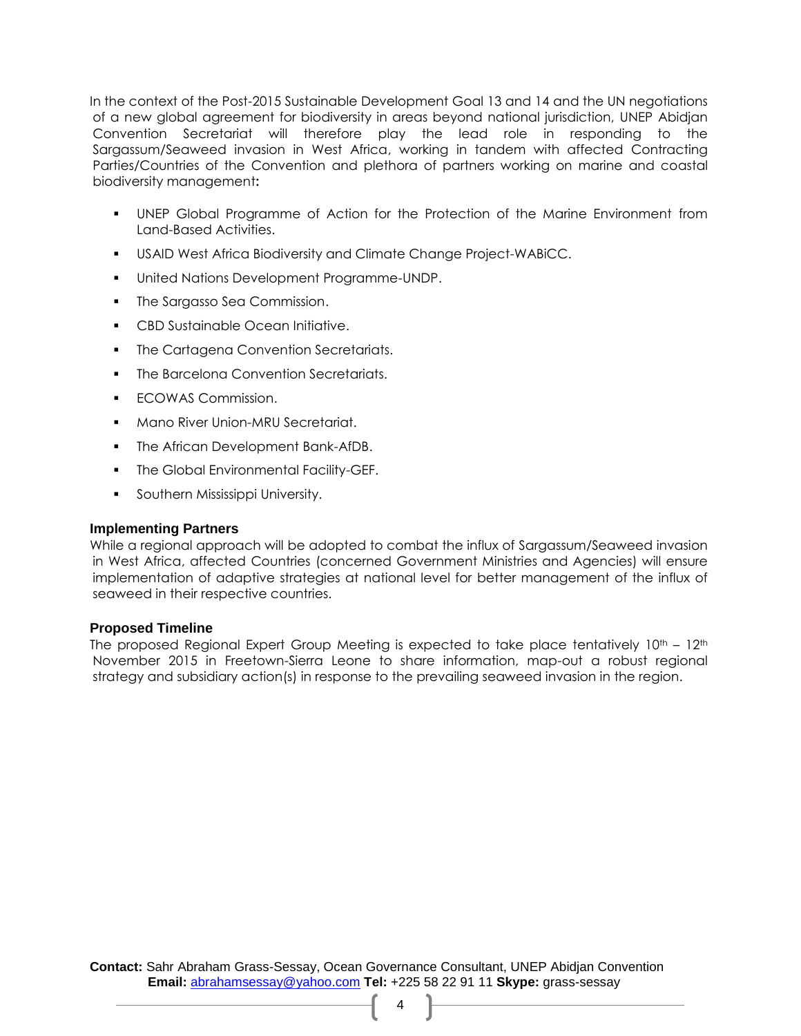In the context of the Post-2015 Sustainable Development Goal 13 and 14 and the UN negotiations of a new global agreement for biodiversity in areas beyond national jurisdiction, UNEP Abidjan Convention Secretariat will therefore play the lead role in responding to the Sargassum/Seaweed invasion in West Africa, working in tandem with affected Contracting Parties/Countries of the Convention and plethora of partners working on marine and coastal biodiversity management**:**

- UNEP Global Programme of Action for the Protection of the Marine Environment from Land-Based Activities.
- USAID West Africa Biodiversity and Climate Change Project-WABiCC.
- United Nations Development Programme-UNDP.
- The Sargasso Sea Commission.
- CBD Sustainable Ocean Initiative.
- The Cartagena Convention Secretariats.
- The Barcelona Convention Secretariats.
- ECOWAS Commission.
- Mano River Union-MRU Secretariat.
- The African Development Bank-AfDB.
- The Global Environmental Facility-GEF.
- Southern Mississippi University.

**Implementing Partners**

While a regional approach will be adopted to combat the influx of Sargassum/Seaweed invasion in West Africa, affected Countries (concerned Government Ministries and Agencies) will ensure implementation of adaptive strategies at national level for better management of the influx of seaweed in their respective countries.

**Proposed Timeline**

The proposed Regional Expert Group Meeting is expected to take place tentatively 10th – 12th November 2015 in Freetown-Sierra Leone to share information, map-out a robust regional strategy and subsidiary action(s) in response to the prevailing seaweed invasion in the region.

**Contact:** Sahr Abraham Grass-Sessay, Ocean Governance Consultant, UNEP Abidjan Convention
**Email:** abrahamsessay@yahoo.com **Tel:** +225 58 22 91 11 **Skype:** grass-sessay